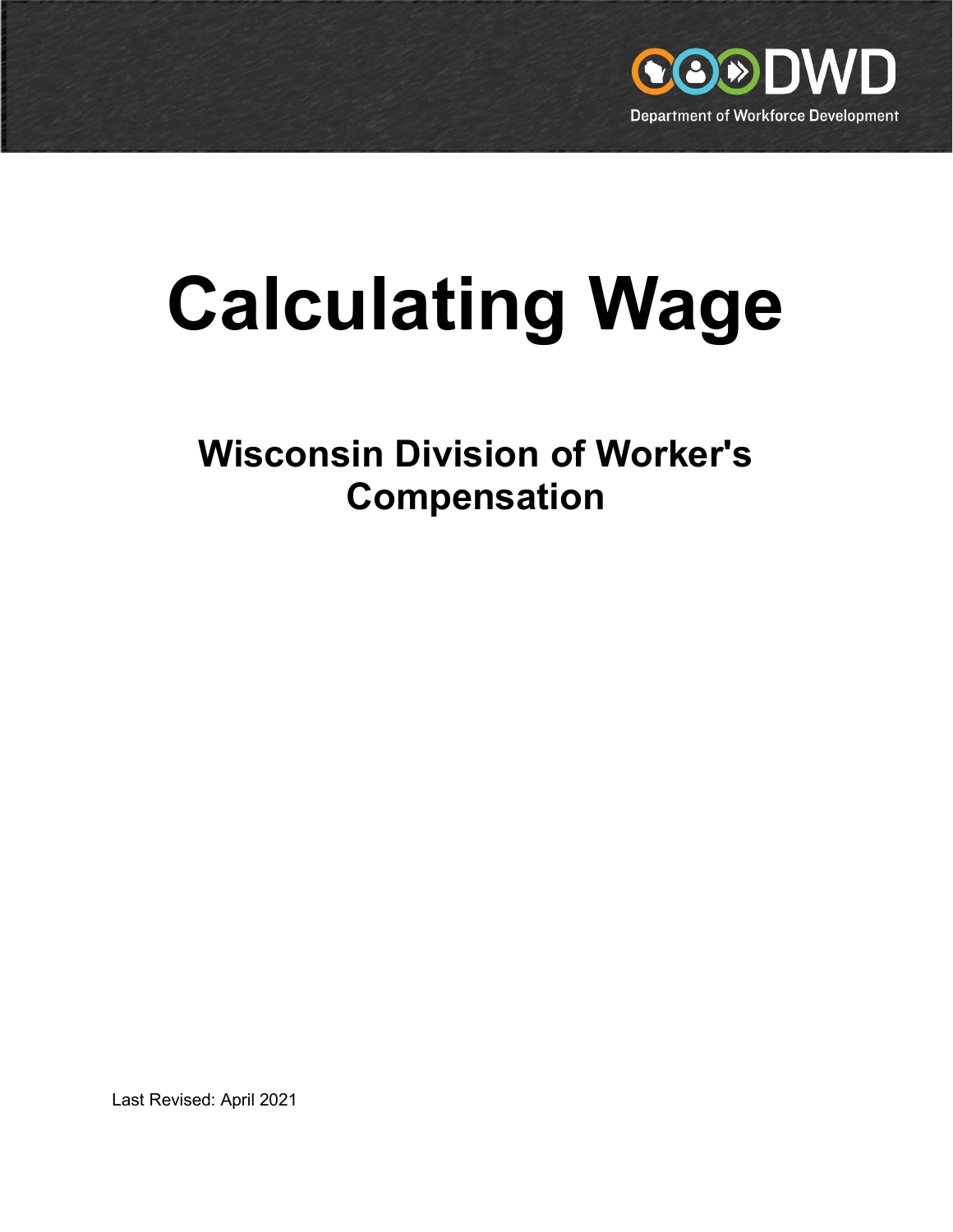DWD

Department of Workforce Development

# Calculating Wage

## Wisconsin Division of Worker's Compensation

Last Revised: April 2021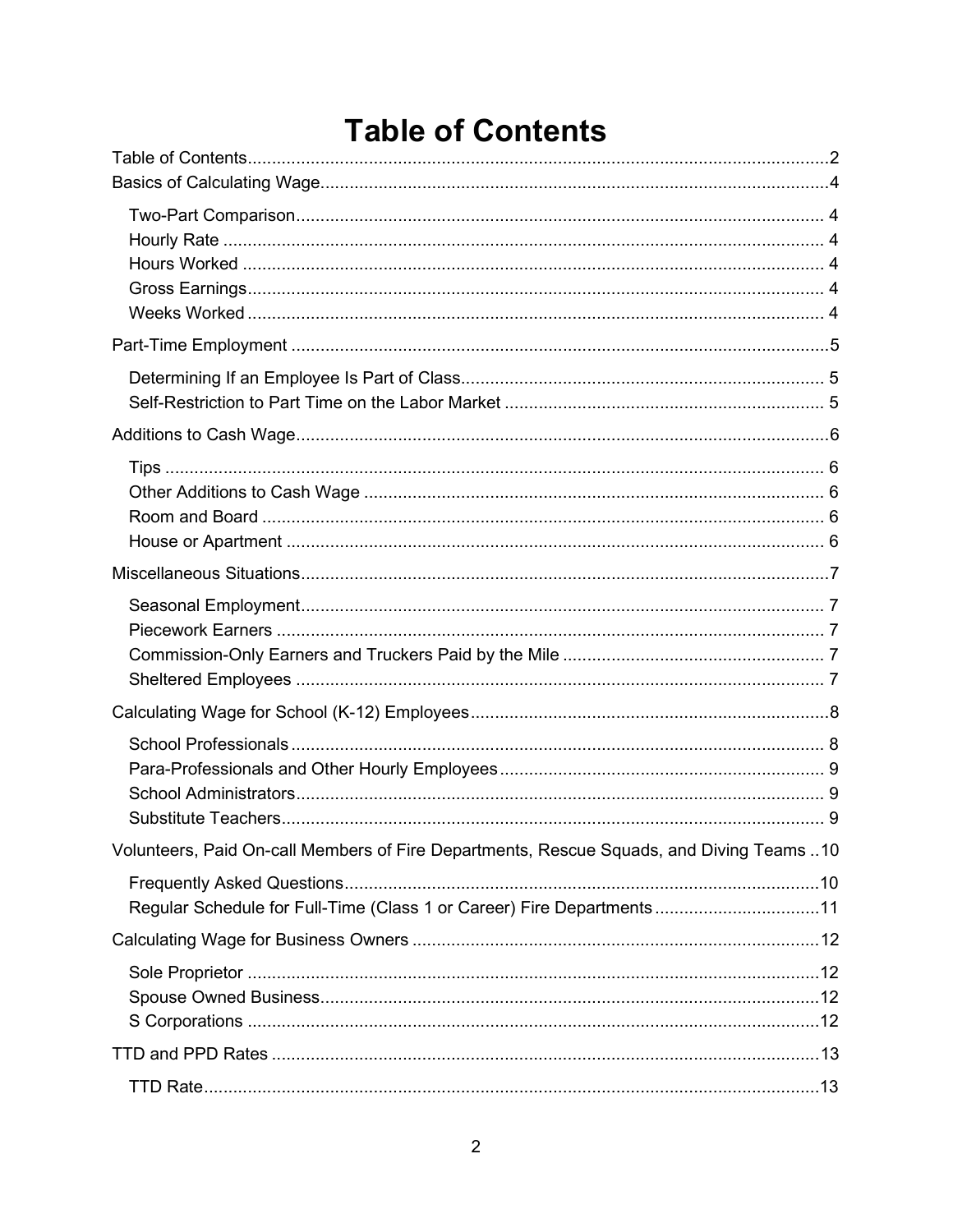# Table of Contents

Table of Contents ........................................................ 2

Basics of Calculating Wage ........................................................ 4

- Two-Part Comparison ........................................................ 4
- Hourly Rate ........................................................ 4
- Hours Worked ........................................................ 4
- Gross Earnings ........................................................ 4
- Weeks Worked ........................................................ 4

Part-Time Employment ........................................................ 5

- Determining If an Employee Is Part of Class ........................................................ 5
- Self-Restriction to Part Time on the Labor Market ........................................................ 5

Additions to Cash Wage ........................................................ 6

- Tips ........................................................ 6
- Other Additions to Cash Wage ........................................................ 6
- Room and Board ........................................................ 6
- House or Apartment ........................................................ 6

Miscellaneous Situations ........................................................ 7

- Seasonal Employment ........................................................ 7
- Piecework Earners ........................................................ 7
- Commission-Only Earners and Truckers Paid by the Mile ........................................................ 7
- Sheltered Employees ........................................................ 7

Calculating Wage for School (K-12) Employees ........................................................ 8

- School Professionals ........................................................ 8
- Para-Professionals and Other Hourly Employees ........................................................ 9
- School Administrators ........................................................ 9
- Substitute Teachers ........................................................ 9

Volunteers, Paid On-call Members of Fire Departments, Rescue Squads, and Diving Teams .. 10

- Frequently Asked Questions ........................................................ 10
- Regular Schedule for Full-Time (Class 1 or Career) Fire Departments ........................................................ 11

Calculating Wage for Business Owners ........................................................ 12

- Sole Proprietor ........................................................ 12
- Spouse Owned Business ........................................................ 12
- S Corporations ........................................................ 12

TTD and PPD Rates ........................................................ 13

- TTD Rate ........................................................ 13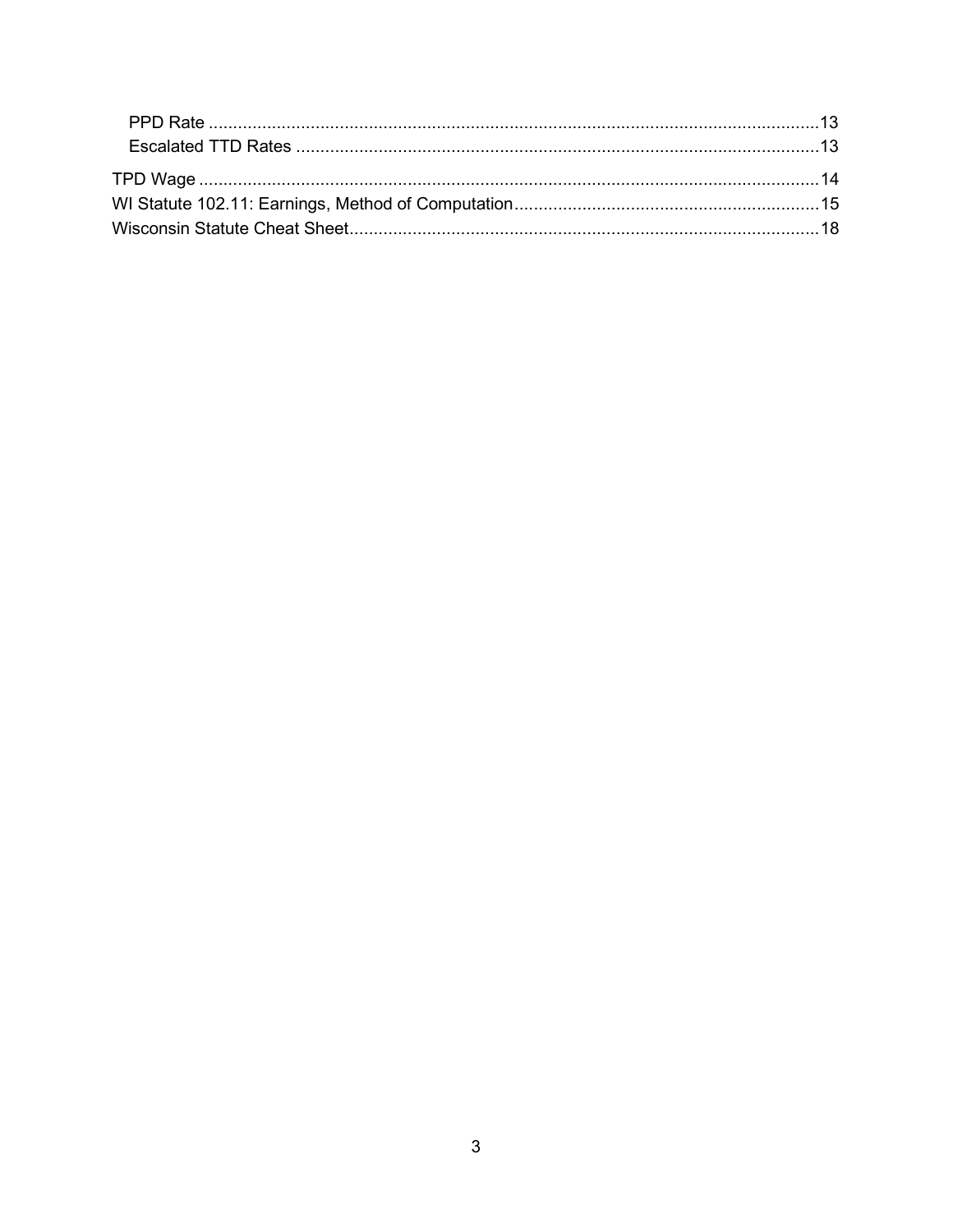- PPD Rate .......... 13
- Escalated TTD Rates .......... 13

TPD Wage .......... 14

WI Statute 102.11: Earnings, Method of Computation .......... 15

Wisconsin Statute Cheat Sheet .......... 18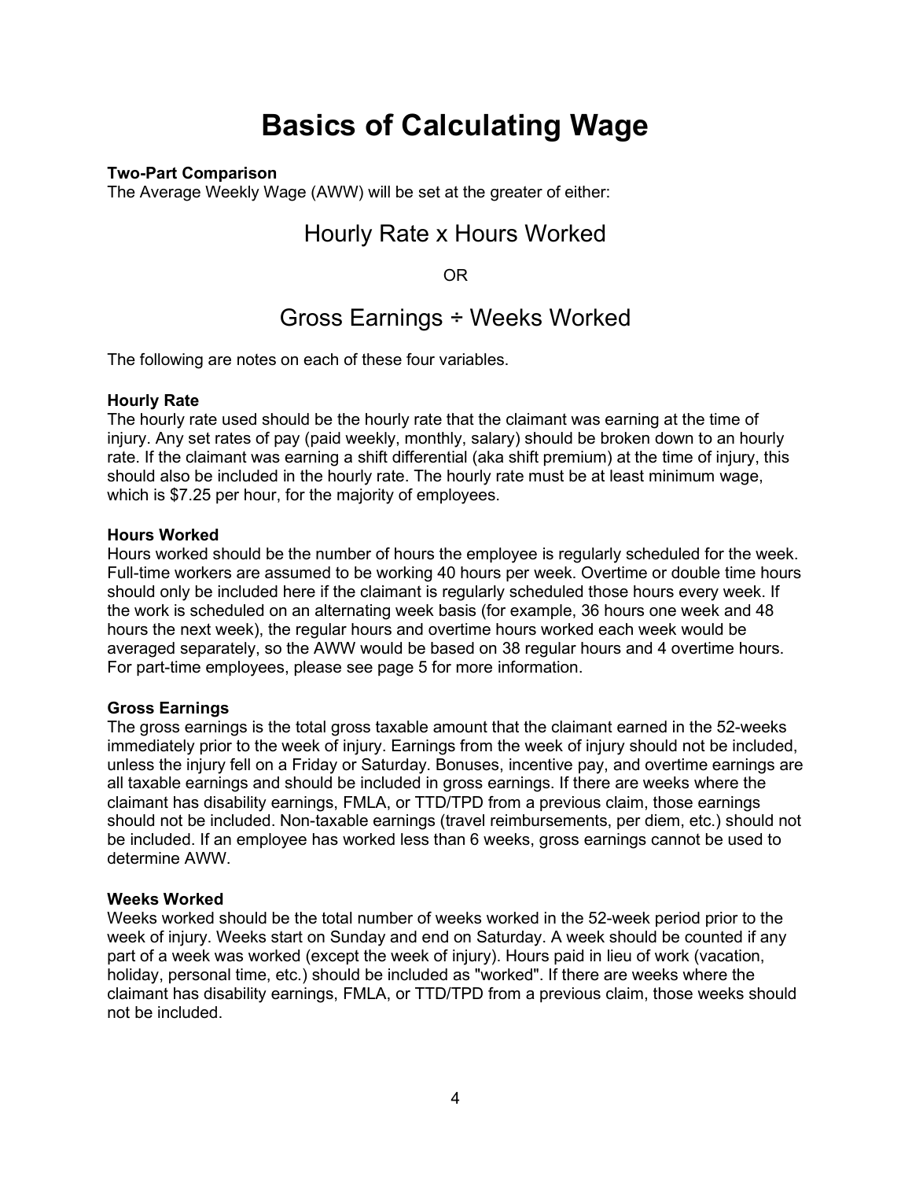# Basics of Calculating Wage

**Two-Part Comparison**
The Average Weekly Wage (AWW) will be set at the greater of either:

## Hourly Rate x Hours Worked

OR

## Gross Earnings ÷ Weeks Worked

The following are notes on each of these four variables.

**Hourly Rate**
The hourly rate used should be the hourly rate that the claimant was earning at the time of injury. Any set rates of pay (paid weekly, monthly, salary) should be broken down to an hourly rate. If the claimant was earning a shift differential (aka shift premium) at the time of injury, this should also be included in the hourly rate. The hourly rate must be at least minimum wage, which is $7.25 per hour, for the majority of employees.

**Hours Worked**
Hours worked should be the number of hours the employee is regularly scheduled for the week. Full-time workers are assumed to be working 40 hours per week. Overtime or double time hours should only be included here if the claimant is regularly scheduled those hours every week. If the work is scheduled on an alternating week basis (for example, 36 hours one week and 48 hours the next week), the regular hours and overtime hours worked each week would be averaged separately, so the AWW would be based on 38 regular hours and 4 overtime hours. For part-time employees, please see page 5 for more information.

**Gross Earnings**
The gross earnings is the total gross taxable amount that the claimant earned in the 52-weeks immediately prior to the week of injury. Earnings from the week of injury should not be included, unless the injury fell on a Friday or Saturday. Bonuses, incentive pay, and overtime earnings are all taxable earnings and should be included in gross earnings. If there are weeks where the claimant has disability earnings, FMLA, or TTD/TPD from a previous claim, those earnings should not be included. Non-taxable earnings (travel reimbursements, per diem, etc.) should not be included. If an employee has worked less than 6 weeks, gross earnings cannot be used to determine AWW.

**Weeks Worked**
Weeks worked should be the total number of weeks worked in the 52-week period prior to the week of injury. Weeks start on Sunday and end on Saturday. A week should be counted if any part of a week was worked (except the week of injury). Hours paid in lieu of work (vacation, holiday, personal time, etc.) should be included as "worked". If there are weeks where the claimant has disability earnings, FMLA, or TTD/TPD from a previous claim, those weeks should not be included.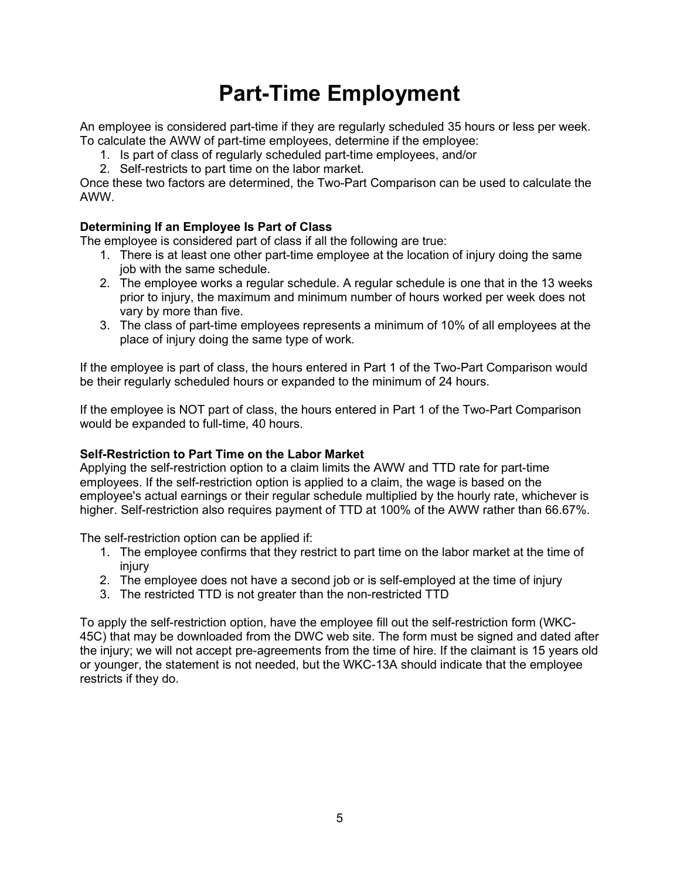# Part-Time Employment

An employee is considered part-time if they are regularly scheduled 35 hours or less per week. To calculate the AWW of part-time employees, determine if the employee:

1. Is part of class of regularly scheduled part-time employees, and/or
2. Self-restricts to part time on the labor market.

Once these two factors are determined, the Two-Part Comparison can be used to calculate the AWW.

**Determining If an Employee Is Part of Class**

The employee is considered part of class if all the following are true:

1. There is at least one other part-time employee at the location of injury doing the same job with the same schedule.
2. The employee works a regular schedule. A regular schedule is one that in the 13 weeks prior to injury, the maximum and minimum number of hours worked per week does not vary by more than five.
3. The class of part-time employees represents a minimum of 10% of all employees at the place of injury doing the same type of work.

If the employee is part of class, the hours entered in Part 1 of the Two-Part Comparison would be their regularly scheduled hours or expanded to the minimum of 24 hours.

If the employee is NOT part of class, the hours entered in Part 1 of the Two-Part Comparison would be expanded to full-time, 40 hours.

**Self-Restriction to Part Time on the Labor Market**

Applying the self-restriction option to a claim limits the AWW and TTD rate for part-time employees. If the self-restriction option is applied to a claim, the wage is based on the employee's actual earnings or their regular schedule multiplied by the hourly rate, whichever is higher. Self-restriction also requires payment of TTD at 100% of the AWW rather than 66.67%.

The self-restriction option can be applied if:

1. The employee confirms that they restrict to part time on the labor market at the time of injury
2. The employee does not have a second job or is self-employed at the time of injury
3. The restricted TTD is not greater than the non-restricted TTD

To apply the self-restriction option, have the employee fill out the self-restriction form (WKC-45C) that may be downloaded from the DWC web site. The form must be signed and dated after the injury; we will not accept pre-agreements from the time of hire. If the claimant is 15 years old or younger, the statement is not needed, but the WKC-13A should indicate that the employee restricts if they do.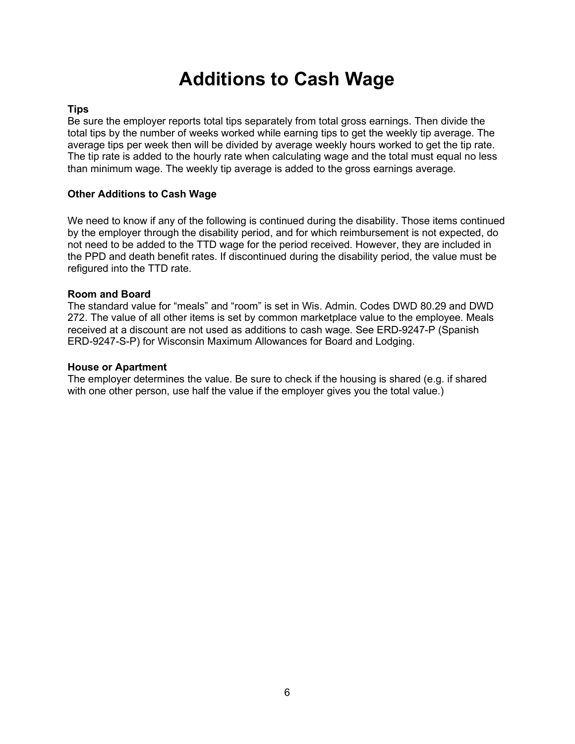# Additions to Cash Wage

**Tips**
Be sure the employer reports total tips separately from total gross earnings. Then divide the total tips by the number of weeks worked while earning tips to get the weekly tip average. The average tips per week then will be divided by average weekly hours worked to get the tip rate. The tip rate is added to the hourly rate when calculating wage and the total must equal no less than minimum wage. The weekly tip average is added to the gross earnings average.

**Other Additions to Cash Wage**

We need to know if any of the following is continued during the disability. Those items continued by the employer through the disability period, and for which reimbursement is not expected, do not need to be added to the TTD wage for the period received. However, they are included in the PPD and death benefit rates. If discontinued during the disability period, the value must be refigured into the TTD rate.

**Room and Board**
The standard value for "meals" and "room" is set in Wis. Admin. Codes DWD 80.29 and DWD 272. The value of all other items is set by common marketplace value to the employee. Meals received at a discount are not used as additions to cash wage. See ERD-9247-P (Spanish ERD-9247-S-P) for Wisconsin Maximum Allowances for Board and Lodging.

**House or Apartment**
The employer determines the value. Be sure to check if the housing is shared (e.g. if shared with one other person, use half the value if the employer gives you the total value.)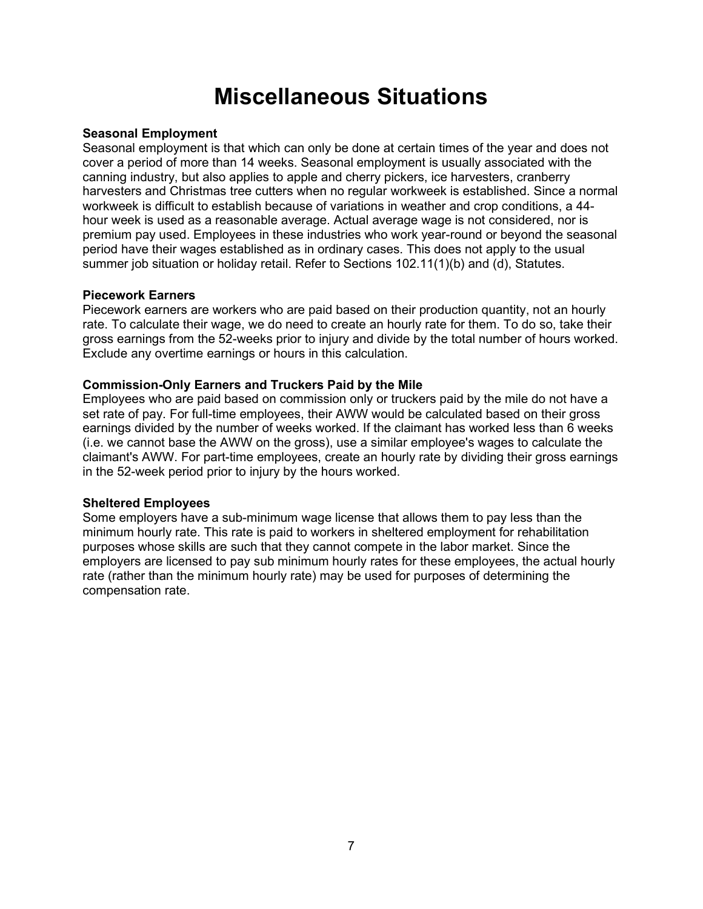# Miscellaneous Situations

**Seasonal Employment**

Seasonal employment is that which can only be done at certain times of the year and does not cover a period of more than 14 weeks. Seasonal employment is usually associated with the canning industry, but also applies to apple and cherry pickers, ice harvesters, cranberry harvesters and Christmas tree cutters when no regular workweek is established. Since a normal workweek is difficult to establish because of variations in weather and crop conditions, a 44-hour week is used as a reasonable average. Actual average wage is not considered, nor is premium pay used. Employees in these industries who work year-round or beyond the seasonal period have their wages established as in ordinary cases. This does not apply to the usual summer job situation or holiday retail. Refer to Sections 102.11(1)(b) and (d), Statutes.

**Piecework Earners**

Piecework earners are workers who are paid based on their production quantity, not an hourly rate. To calculate their wage, we do need to create an hourly rate for them. To do so, take their gross earnings from the 52-weeks prior to injury and divide by the total number of hours worked. Exclude any overtime earnings or hours in this calculation.

**Commission-Only Earners and Truckers Paid by the Mile**

Employees who are paid based on commission only or truckers paid by the mile do not have a set rate of pay. For full-time employees, their AWW would be calculated based on their gross earnings divided by the number of weeks worked. If the claimant has worked less than 6 weeks (i.e. we cannot base the AWW on the gross), use a similar employee's wages to calculate the claimant's AWW. For part-time employees, create an hourly rate by dividing their gross earnings in the 52-week period prior to injury by the hours worked.

**Sheltered Employees**

Some employers have a sub-minimum wage license that allows them to pay less than the minimum hourly rate. This rate is paid to workers in sheltered employment for rehabilitation purposes whose skills are such that they cannot compete in the labor market. Since the employers are licensed to pay sub minimum hourly rates for these employees, the actual hourly rate (rather than the minimum hourly rate) may be used for purposes of determining the compensation rate.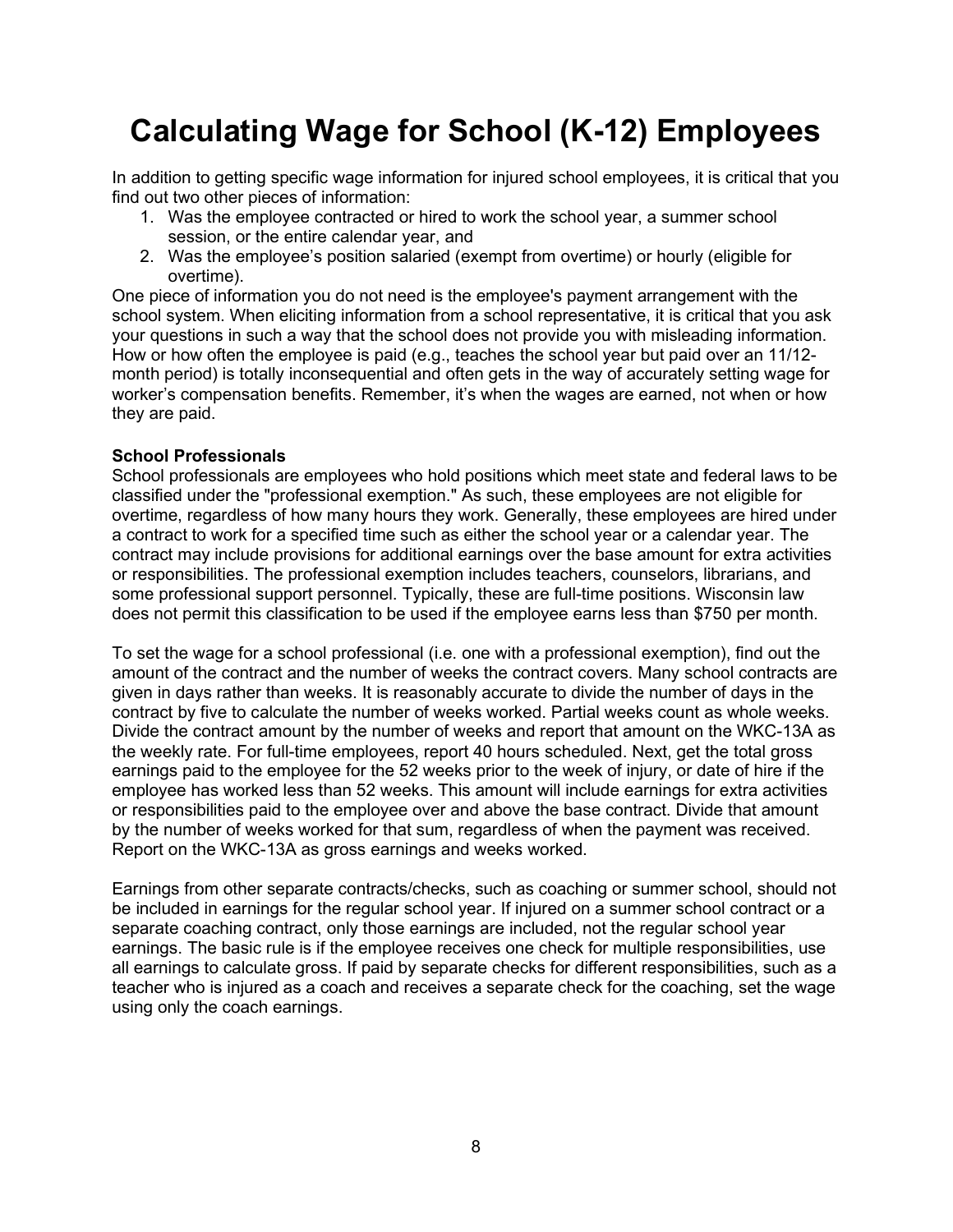# Calculating Wage for School (K-12) Employees

In addition to getting specific wage information for injured school employees, it is critical that you find out two other pieces of information:

1. Was the employee contracted or hired to work the school year, a summer school session, or the entire calendar year, and
2. Was the employee's position salaried (exempt from overtime) or hourly (eligible for overtime).

One piece of information you do not need is the employee's payment arrangement with the school system. When eliciting information from a school representative, it is critical that you ask your questions in such a way that the school does not provide you with misleading information. How or how often the employee is paid (e.g., teaches the school year but paid over an 11/12-month period) is totally inconsequential and often gets in the way of accurately setting wage for worker's compensation benefits. Remember, it's when the wages are earned, not when or how they are paid.

**School Professionals**

School professionals are employees who hold positions which meet state and federal laws to be classified under the "professional exemption." As such, these employees are not eligible for overtime, regardless of how many hours they work. Generally, these employees are hired under a contract to work for a specified time such as either the school year or a calendar year. The contract may include provisions for additional earnings over the base amount for extra activities or responsibilities. The professional exemption includes teachers, counselors, librarians, and some professional support personnel. Typically, these are full-time positions. Wisconsin law does not permit this classification to be used if the employee earns less than $750 per month.

To set the wage for a school professional (i.e. one with a professional exemption), find out the amount of the contract and the number of weeks the contract covers. Many school contracts are given in days rather than weeks. It is reasonably accurate to divide the number of days in the contract by five to calculate the number of weeks worked. Partial weeks count as whole weeks. Divide the contract amount by the number of weeks and report that amount on the WKC-13A as the weekly rate. For full-time employees, report 40 hours scheduled. Next, get the total gross earnings paid to the employee for the 52 weeks prior to the week of injury, or date of hire if the employee has worked less than 52 weeks. This amount will include earnings for extra activities or responsibilities paid to the employee over and above the base contract. Divide that amount by the number of weeks worked for that sum, regardless of when the payment was received. Report on the WKC-13A as gross earnings and weeks worked.

Earnings from other separate contracts/checks, such as coaching or summer school, should not be included in earnings for the regular school year. If injured on a summer school contract or a separate coaching contract, only those earnings are included, not the regular school year earnings. The basic rule is if the employee receives one check for multiple responsibilities, use all earnings to calculate gross. If paid by separate checks for different responsibilities, such as a teacher who is injured as a coach and receives a separate check for the coaching, set the wage using only the coach earnings.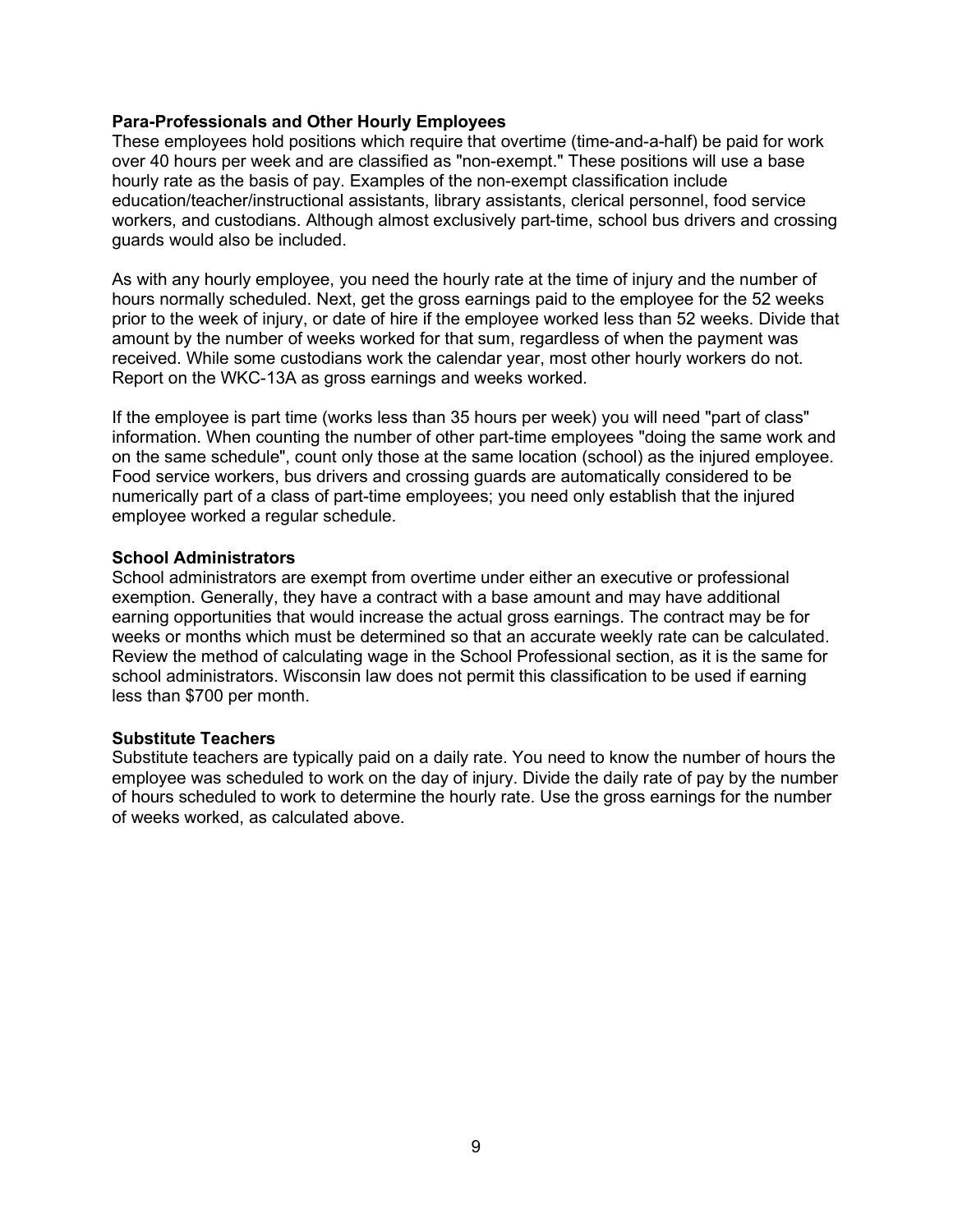**Para-Professionals and Other Hourly Employees**
These employees hold positions which require that overtime (time-and-a-half) be paid for work over 40 hours per week and are classified as "non-exempt." These positions will use a base hourly rate as the basis of pay. Examples of the non-exempt classification include education/teacher/instructional assistants, library assistants, clerical personnel, food service workers, and custodians. Although almost exclusively part-time, school bus drivers and crossing guards would also be included.

As with any hourly employee, you need the hourly rate at the time of injury and the number of hours normally scheduled. Next, get the gross earnings paid to the employee for the 52 weeks prior to the week of injury, or date of hire if the employee worked less than 52 weeks. Divide that amount by the number of weeks worked for that sum, regardless of when the payment was received. While some custodians work the calendar year, most other hourly workers do not. Report on the WKC-13A as gross earnings and weeks worked.

If the employee is part time (works less than 35 hours per week) you will need "part of class" information. When counting the number of other part-time employees "doing the same work and on the same schedule", count only those at the same location (school) as the injured employee. Food service workers, bus drivers and crossing guards are automatically considered to be numerically part of a class of part-time employees; you need only establish that the injured employee worked a regular schedule.

**School Administrators**
School administrators are exempt from overtime under either an executive or professional exemption. Generally, they have a contract with a base amount and may have additional earning opportunities that would increase the actual gross earnings. The contract may be for weeks or months which must be determined so that an accurate weekly rate can be calculated. Review the method of calculating wage in the School Professional section, as it is the same for school administrators. Wisconsin law does not permit this classification to be used if earning less than $700 per month.

**Substitute Teachers**
Substitute teachers are typically paid on a daily rate. You need to know the number of hours the employee was scheduled to work on the day of injury. Divide the daily rate of pay by the number of hours scheduled to work to determine the hourly rate. Use the gross earnings for the number of weeks worked, as calculated above.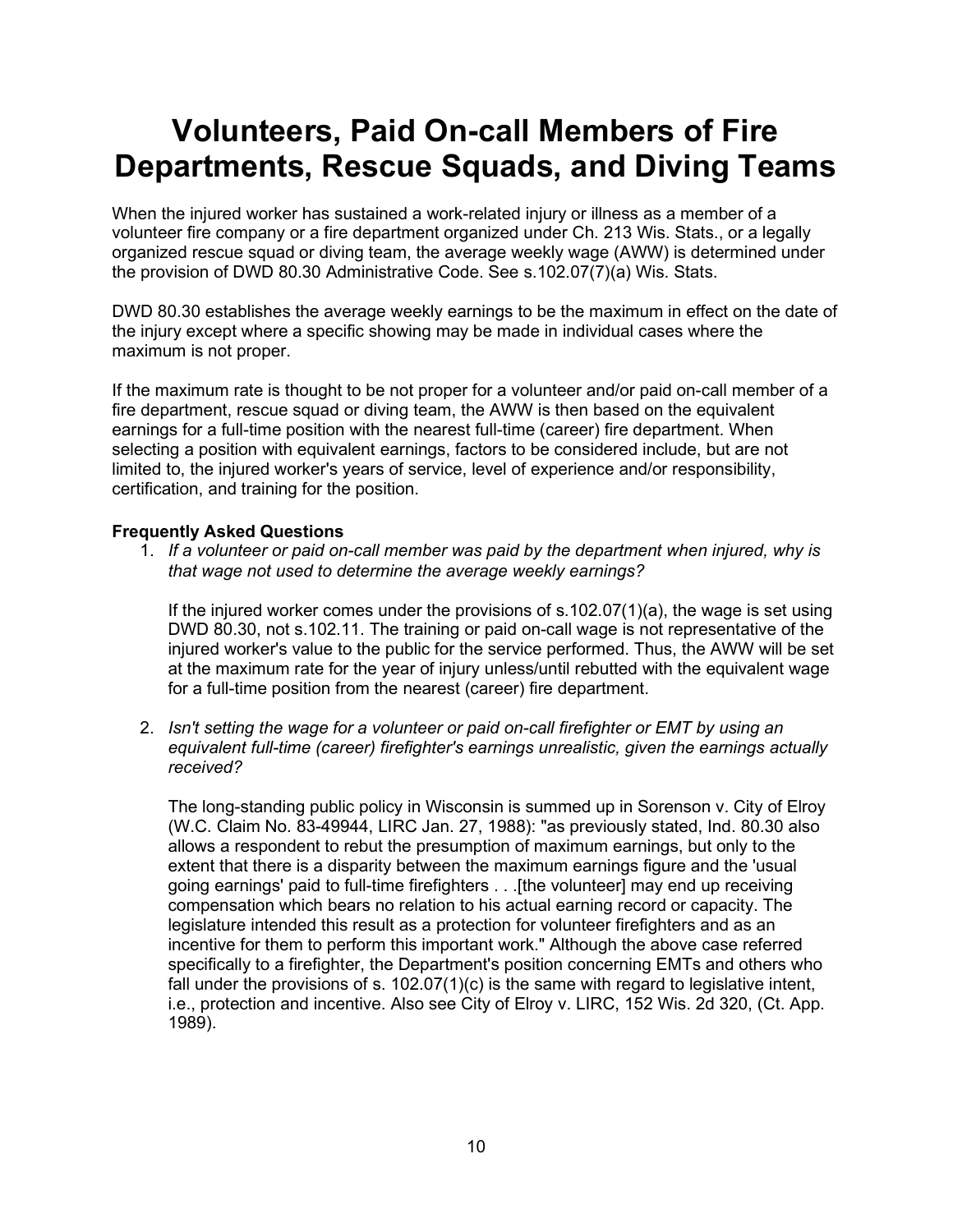# Volunteers, Paid On-call Members of Fire Departments, Rescue Squads, and Diving Teams

When the injured worker has sustained a work-related injury or illness as a member of a volunteer fire company or a fire department organized under Ch. 213 Wis. Stats., or a legally organized rescue squad or diving team, the average weekly wage (AWW) is determined under the provision of DWD 80.30 Administrative Code. See s.102.07(7)(a) Wis. Stats.

DWD 80.30 establishes the average weekly earnings to be the maximum in effect on the date of the injury except where a specific showing may be made in individual cases where the maximum is not proper.

If the maximum rate is thought to be not proper for a volunteer and/or paid on-call member of a fire department, rescue squad or diving team, the AWW is then based on the equivalent earnings for a full-time position with the nearest full-time (career) fire department. When selecting a position with equivalent earnings, factors to be considered include, but are not limited to, the injured worker's years of service, level of experience and/or responsibility, certification, and training for the position.

**Frequently Asked Questions**

1. *If a volunteer or paid on-call member was paid by the department when injured, why is that wage not used to determine the average weekly earnings?*

   If the injured worker comes under the provisions of s.102.07(1)(a), the wage is set using DWD 80.30, not s.102.11. The training or paid on-call wage is not representative of the injured worker's value to the public for the service performed. Thus, the AWW will be set at the maximum rate for the year of injury unless/until rebutted with the equivalent wage for a full-time position from the nearest (career) fire department.

2. *Isn't setting the wage for a volunteer or paid on-call firefighter or EMT by using an equivalent full-time (career) firefighter's earnings unrealistic, given the earnings actually received?*

   The long-standing public policy in Wisconsin is summed up in Sorenson v. City of Elroy (W.C. Claim No. 83-49944, LIRC Jan. 27, 1988): "as previously stated, Ind. 80.30 also allows a respondent to rebut the presumption of maximum earnings, but only to the extent that there is a disparity between the maximum earnings figure and the 'usual going earnings' paid to full-time firefighters . . .[the volunteer] may end up receiving compensation which bears no relation to his actual earning record or capacity. The legislature intended this result as a protection for volunteer firefighters and as an incentive for them to perform this important work." Although the above case referred specifically to a firefighter, the Department's position concerning EMTs and others who fall under the provisions of s. 102.07(1)(c) is the same with regard to legislative intent, i.e., protection and incentive. Also see City of Elroy v. LIRC, 152 Wis. 2d 320, (Ct. App. 1989).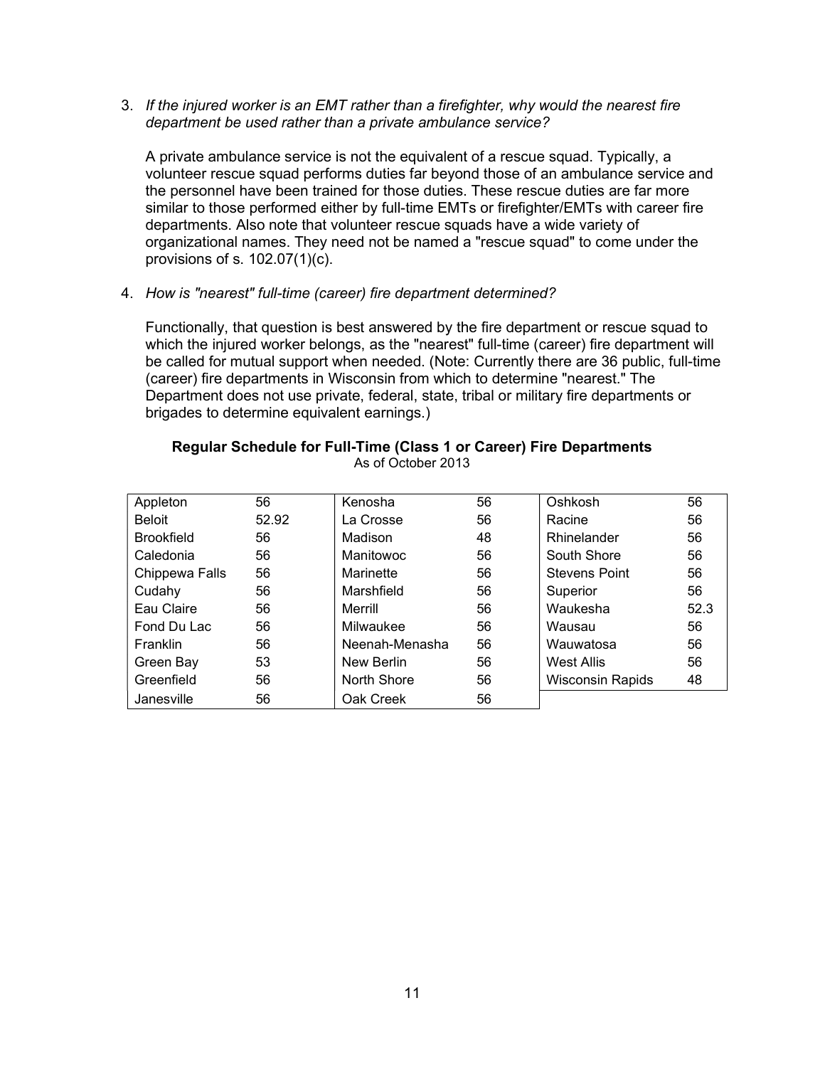3. *If the injured worker is an EMT rather than a firefighter, why would the nearest fire department be used rather than a private ambulance service?*

   A private ambulance service is not the equivalent of a rescue squad. Typically, a volunteer rescue squad performs duties far beyond those of an ambulance service and the personnel have been trained for those duties. These rescue duties are far more similar to those performed either by full-time EMTs or firefighter/EMTs with career fire departments. Also note that volunteer rescue squads have a wide variety of organizational names. They need not be named a "rescue squad" to come under the provisions of s. 102.07(1)(c).

4. *How is "nearest" full-time (career) fire department determined?*

   Functionally, that question is best answered by the fire department or rescue squad to which the injured worker belongs, as the "nearest" full-time (career) fire department will be called for mutual support when needed. (Note: Currently there are 36 public, full-time (career) fire departments in Wisconsin from which to determine "nearest." The Department does not use private, federal, state, tribal or military fire departments or brigades to determine equivalent earnings.)

**Regular Schedule for Full-Time (Class 1 or Career) Fire Departments**
As of October 2013

| | | | | | |
|---|---|---|---|---|---|
| Appleton | 56 | Kenosha | 56 | Oshkosh | 56 |
| Beloit | 52.92 | La Crosse | 56 | Racine | 56 |
| Brookfield | 56 | Madison | 48 | Rhinelander | 56 |
| Caledonia | 56 | Manitowoc | 56 | South Shore | 56 |
| Chippewa Falls | 56 | Marinette | 56 | Stevens Point | 56 |
| Cudahy | 56 | Marshfield | 56 | Superior | 56 |
| Eau Claire | 56 | Merrill | 56 | Waukesha | 52.3 |
| Fond Du Lac | 56 | Milwaukee | 56 | Wausau | 56 |
| Franklin | 56 | Neenah-Menasha | 56 | Wauwatosa | 56 |
| Green Bay | 53 | New Berlin | 56 | West Allis | 56 |
| Greenfield | 56 | North Shore | 56 | Wisconsin Rapids | 48 |
| Janesville | 56 | Oak Creek | 56 | | |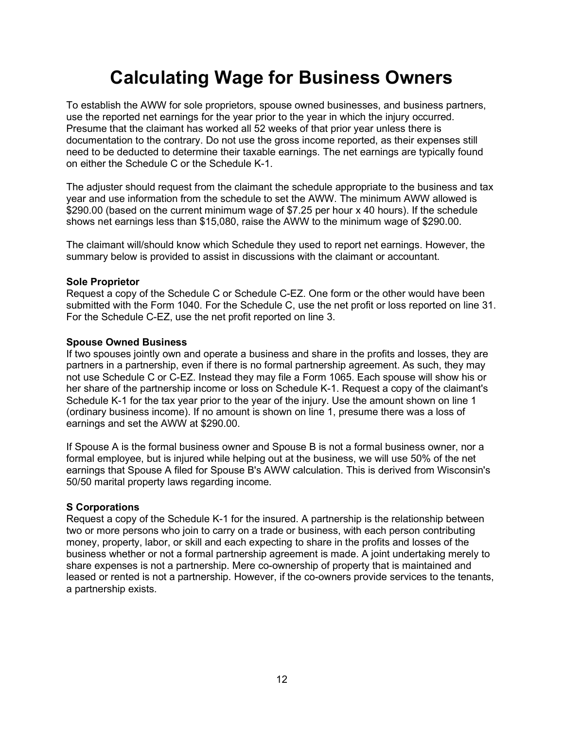# Calculating Wage for Business Owners

To establish the AWW for sole proprietors, spouse owned businesses, and business partners, use the reported net earnings for the year prior to the year in which the injury occurred. Presume that the claimant has worked all 52 weeks of that prior year unless there is documentation to the contrary. Do not use the gross income reported, as their expenses still need to be deducted to determine their taxable earnings. The net earnings are typically found on either the Schedule C or the Schedule K-1.

The adjuster should request from the claimant the schedule appropriate to the business and tax year and use information from the schedule to set the AWW. The minimum AWW allowed is $290.00 (based on the current minimum wage of $7.25 per hour x 40 hours). If the schedule shows net earnings less than $15,080, raise the AWW to the minimum wage of $290.00.

The claimant will/should know which Schedule they used to report net earnings. However, the summary below is provided to assist in discussions with the claimant or accountant.

**Sole Proprietor**
Request a copy of the Schedule C or Schedule C-EZ. One form or the other would have been submitted with the Form 1040. For the Schedule C, use the net profit or loss reported on line 31. For the Schedule C-EZ, use the net profit reported on line 3.

**Spouse Owned Business**
If two spouses jointly own and operate a business and share in the profits and losses, they are partners in a partnership, even if there is no formal partnership agreement. As such, they may not use Schedule C or C-EZ. Instead they may file a Form 1065. Each spouse will show his or her share of the partnership income or loss on Schedule K-1. Request a copy of the claimant's Schedule K-1 for the tax year prior to the year of the injury. Use the amount shown on line 1 (ordinary business income). If no amount is shown on line 1, presume there was a loss of earnings and set the AWW at $290.00.

If Spouse A is the formal business owner and Spouse B is not a formal business owner, nor a formal employee, but is injured while helping out at the business, we will use 50% of the net earnings that Spouse A filed for Spouse B's AWW calculation. This is derived from Wisconsin's 50/50 marital property laws regarding income.

**S Corporations**
Request a copy of the Schedule K-1 for the insured. A partnership is the relationship between two or more persons who join to carry on a trade or business, with each person contributing money, property, labor, or skill and each expecting to share in the profits and losses of the business whether or not a formal partnership agreement is made. A joint undertaking merely to share expenses is not a partnership. Mere co-ownership of property that is maintained and leased or rented is not a partnership. However, if the co-owners provide services to the tenants, a partnership exists.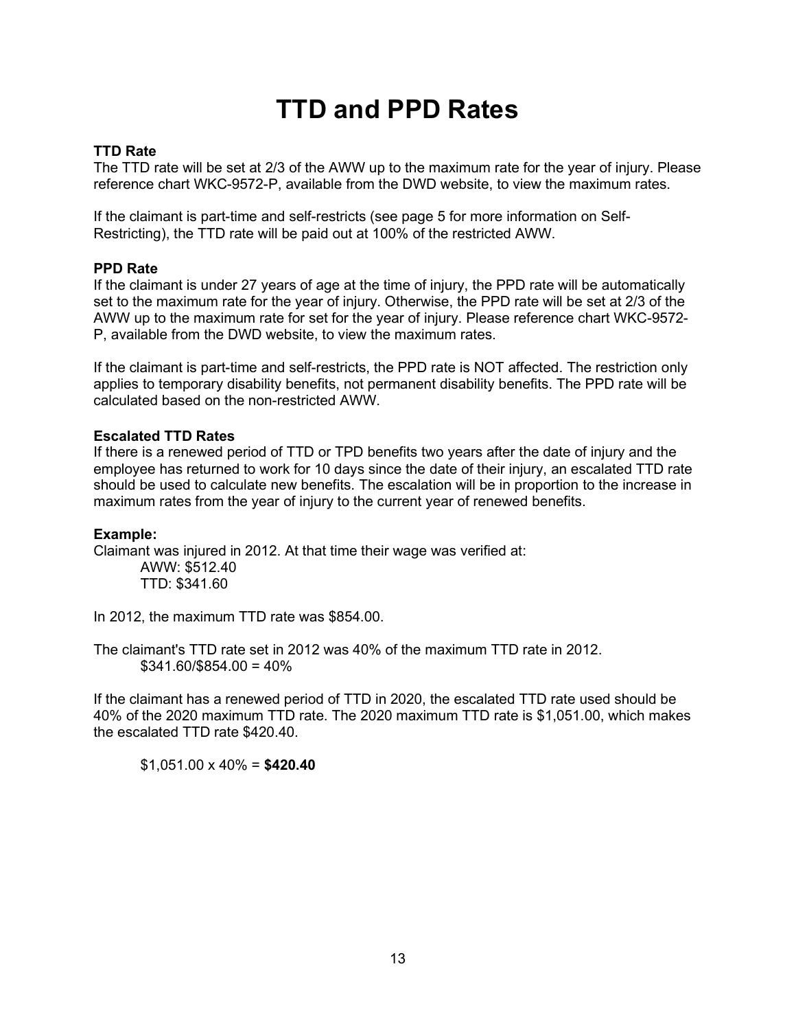# TTD and PPD Rates

**TTD Rate**

The TTD rate will be set at 2/3 of the AWW up to the maximum rate for the year of injury. Please reference chart WKC-9572-P, available from the DWD website, to view the maximum rates.

If the claimant is part-time and self-restricts (see page 5 for more information on Self-Restricting), the TTD rate will be paid out at 100% of the restricted AWW.

**PPD Rate**

If the claimant is under 27 years of age at the time of injury, the PPD rate will be automatically set to the maximum rate for the year of injury. Otherwise, the PPD rate will be set at 2/3 of the AWW up to the maximum rate for set for the year of injury. Please reference chart WKC-9572-P, available from the DWD website, to view the maximum rates.

If the claimant is part-time and self-restricts, the PPD rate is NOT affected. The restriction only applies to temporary disability benefits, not permanent disability benefits. The PPD rate will be calculated based on the non-restricted AWW.

**Escalated TTD Rates**

If there is a renewed period of TTD or TPD benefits two years after the date of injury and the employee has returned to work for 10 days since the date of their injury, an escalated TTD rate should be used to calculate new benefits. The escalation will be in proportion to the increase in maximum rates from the year of injury to the current year of renewed benefits.

**Example:**

Claimant was injured in 2012. At that time their wage was verified at:

AWW: $512.40
TTD: $341.60

In 2012, the maximum TTD rate was $854.00.

The claimant's TTD rate set in 2012 was 40% of the maximum TTD rate in 2012.

$341.60/$854.00 = 40%

If the claimant has a renewed period of TTD in 2020, the escalated TTD rate used should be 40% of the 2020 maximum TTD rate. The 2020 maximum TTD rate is $1,051.00, which makes the escalated TTD rate $420.40.

$1,051.00 x 40% = **$420.40**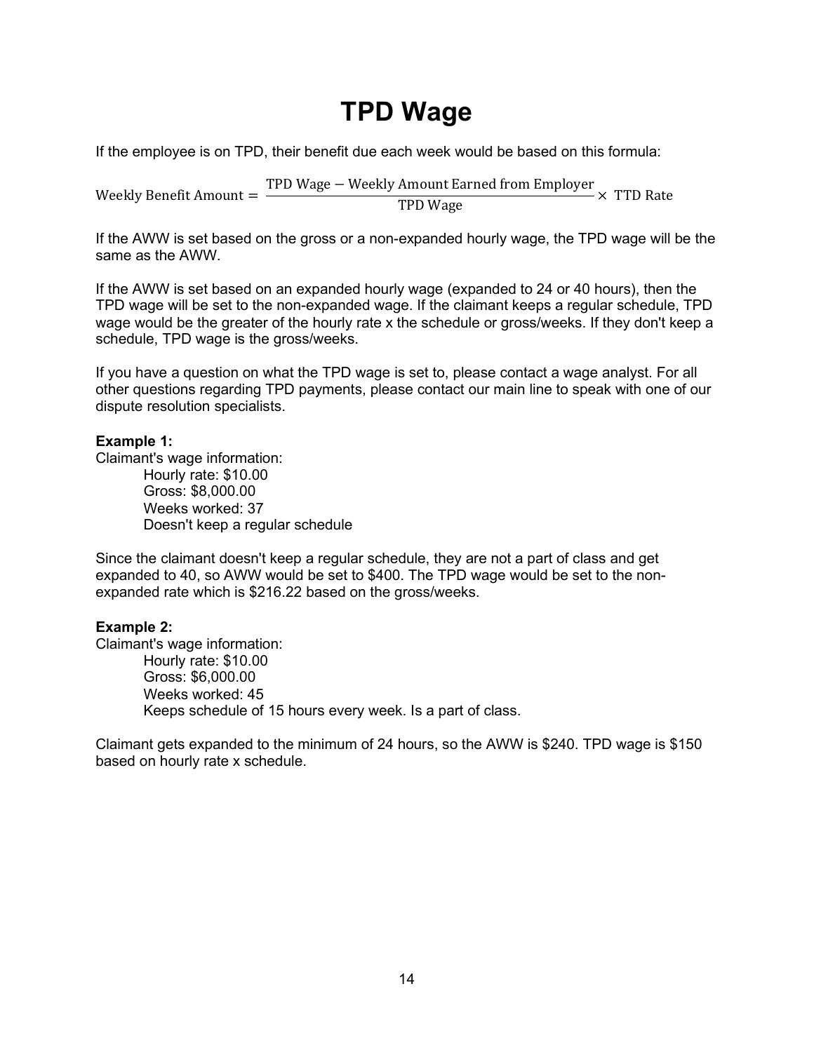# TPD Wage

If the employee is on TPD, their benefit due each week would be based on this formula:

$$\text{Weekly Benefit Amount} = \frac{\text{TPD Wage} - \text{Weekly Amount Earned from Employer}}{\text{TPD Wage}} \times \text{ TTD Rate}$$

If the AWW is set based on the gross or a non-expanded hourly wage, the TPD wage will be the same as the AWW.

If the AWW is set based on an expanded hourly wage (expanded to 24 or 40 hours), then the TPD wage will be set to the non-expanded wage. If the claimant keeps a regular schedule, TPD wage would be the greater of the hourly rate x the schedule or gross/weeks. If they don't keep a schedule, TPD wage is the gross/weeks.

If you have a question on what the TPD wage is set to, please contact a wage analyst. For all other questions regarding TPD payments, please contact our main line to speak with one of our dispute resolution specialists.

**Example 1:**

Claimant's wage information:

- Hourly rate: $10.00
- Gross: $8,000.00
- Weeks worked: 37
- Doesn't keep a regular schedule

Since the claimant doesn't keep a regular schedule, they are not a part of class and get expanded to 40, so AWW would be set to $400. The TPD wage would be set to the non-expanded rate which is $216.22 based on the gross/weeks.

**Example 2:**

Claimant's wage information:

- Hourly rate: $10.00
- Gross: $6,000.00
- Weeks worked: 45
- Keeps schedule of 15 hours every week. Is a part of class.

Claimant gets expanded to the minimum of 24 hours, so the AWW is $240. TPD wage is $150 based on hourly rate x schedule.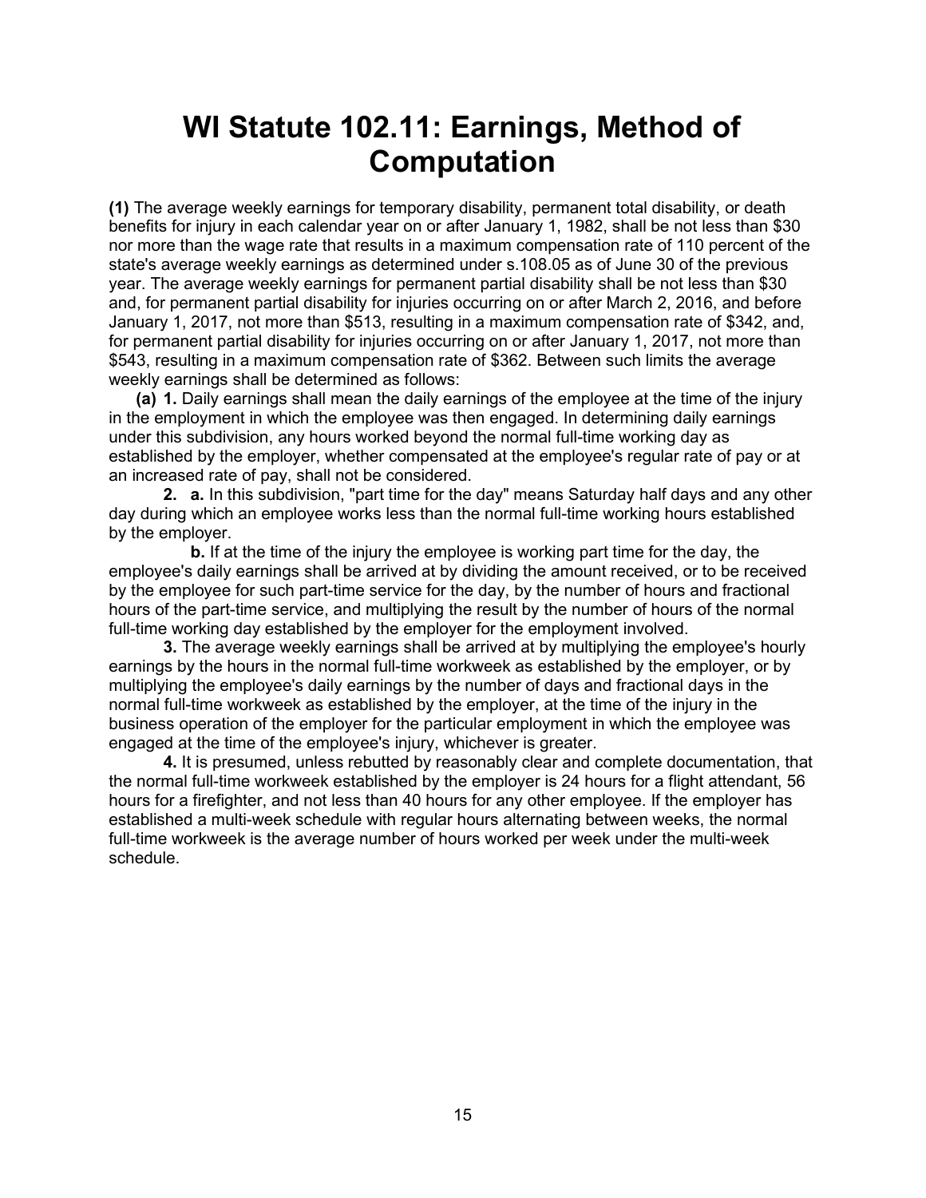# WI Statute 102.11: Earnings, Method of Computation

**(1)** The average weekly earnings for temporary disability, permanent total disability, or death benefits for injury in each calendar year on or after January 1, 1982, shall be not less than $30 nor more than the wage rate that results in a maximum compensation rate of 110 percent of the state's average weekly earnings as determined under s.108.05 as of June 30 of the previous year. The average weekly earnings for permanent partial disability shall be not less than $30 and, for permanent partial disability for injuries occurring on or after March 2, 2016, and before January 1, 2017, not more than $513, resulting in a maximum compensation rate of $342, and, for permanent partial disability for injuries occurring on or after January 1, 2017, not more than $543, resulting in a maximum compensation rate of $362. Between such limits the average weekly earnings shall be determined as follows:

**(a) 1.** Daily earnings shall mean the daily earnings of the employee at the time of the injury in the employment in which the employee was then engaged. In determining daily earnings under this subdivision, any hours worked beyond the normal full-time working day as established by the employer, whether compensated at the employee's regular rate of pay or at an increased rate of pay, shall not be considered.

**2. a.** In this subdivision, "part time for the day" means Saturday half days and any other day during which an employee works less than the normal full-time working hours established by the employer.

**b.** If at the time of the injury the employee is working part time for the day, the employee's daily earnings shall be arrived at by dividing the amount received, or to be received by the employee for such part-time service for the day, by the number of hours and fractional hours of the part-time service, and multiplying the result by the number of hours of the normal full-time working day established by the employer for the employment involved.

**3.** The average weekly earnings shall be arrived at by multiplying the employee's hourly earnings by the hours in the normal full-time workweek as established by the employer, or by multiplying the employee's daily earnings by the number of days and fractional days in the normal full-time workweek as established by the employer, at the time of the injury in the business operation of the employer for the particular employment in which the employee was engaged at the time of the employee's injury, whichever is greater.

**4.** It is presumed, unless rebutted by reasonably clear and complete documentation, that the normal full-time workweek established by the employer is 24 hours for a flight attendant, 56 hours for a firefighter, and not less than 40 hours for any other employee. If the employer has established a multi-week schedule with regular hours alternating between weeks, the normal full-time workweek is the average number of hours worked per week under the multi-week schedule.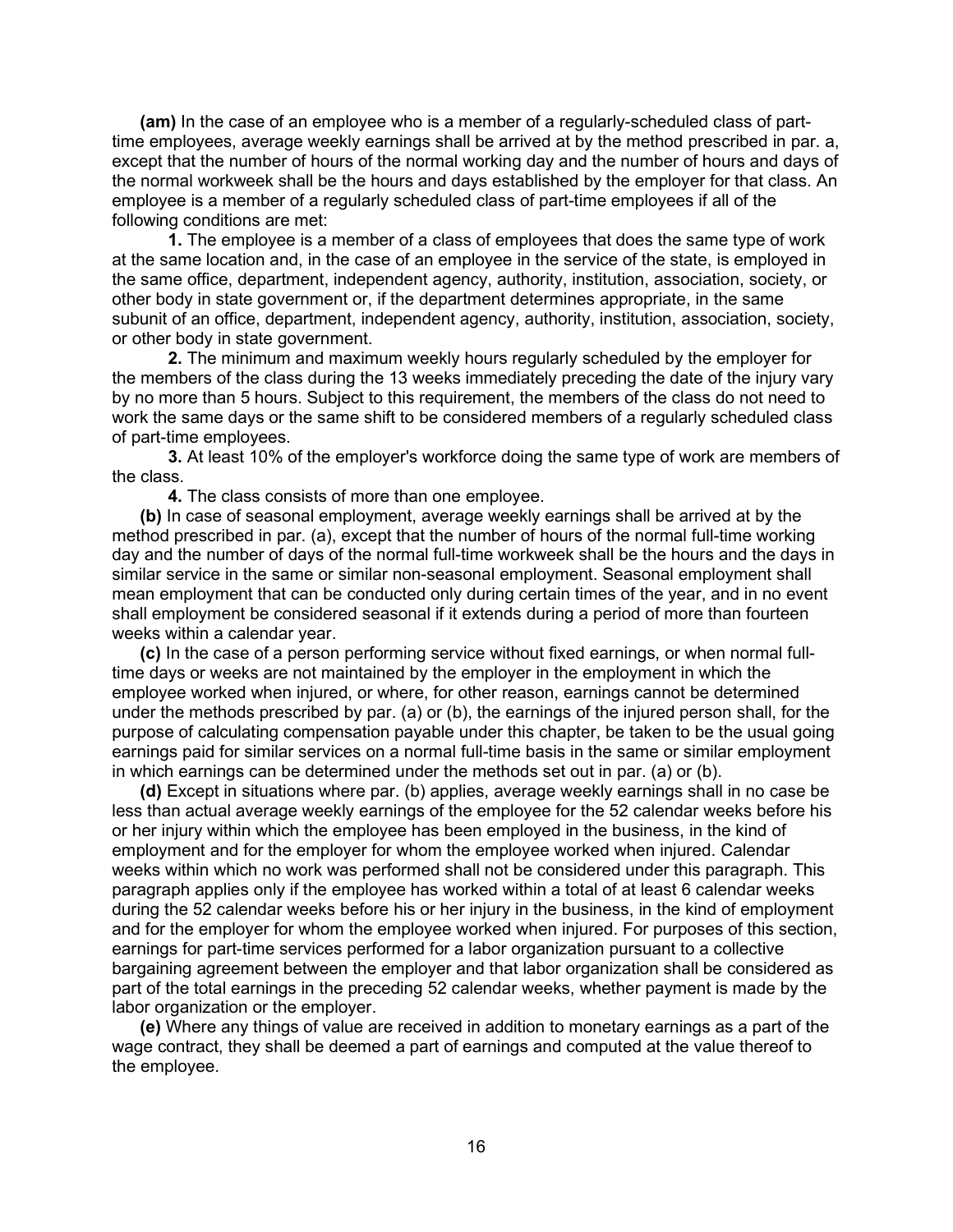**(am)** In the case of an employee who is a member of a regularly-scheduled class of part-time employees, average weekly earnings shall be arrived at by the method prescribed in par. a, except that the number of hours of the normal working day and the number of hours and days of the normal workweek shall be the hours and days established by the employer for that class. An employee is a member of a regularly scheduled class of part-time employees if all of the following conditions are met:

**1.** The employee is a member of a class of employees that does the same type of work at the same location and, in the case of an employee in the service of the state, is employed in the same office, department, independent agency, authority, institution, association, society, or other body in state government or, if the department determines appropriate, in the same subunit of an office, department, independent agency, authority, institution, association, society, or other body in state government.

**2.** The minimum and maximum weekly hours regularly scheduled by the employer for the members of the class during the 13 weeks immediately preceding the date of the injury vary by no more than 5 hours. Subject to this requirement, the members of the class do not need to work the same days or the same shift to be considered members of a regularly scheduled class of part-time employees.

**3.** At least 10% of the employer's workforce doing the same type of work are members of the class.

**4.** The class consists of more than one employee.

**(b)** In case of seasonal employment, average weekly earnings shall be arrived at by the method prescribed in par. (a), except that the number of hours of the normal full-time working day and the number of days of the normal full-time workweek shall be the hours and the days in similar service in the same or similar non-seasonal employment. Seasonal employment shall mean employment that can be conducted only during certain times of the year, and in no event shall employment be considered seasonal if it extends during a period of more than fourteen weeks within a calendar year.

**(c)** In the case of a person performing service without fixed earnings, or when normal full-time days or weeks are not maintained by the employer in the employment in which the employee worked when injured, or where, for other reason, earnings cannot be determined under the methods prescribed by par. (a) or (b), the earnings of the injured person shall, for the purpose of calculating compensation payable under this chapter, be taken to be the usual going earnings paid for similar services on a normal full-time basis in the same or similar employment in which earnings can be determined under the methods set out in par. (a) or (b).

**(d)** Except in situations where par. (b) applies, average weekly earnings shall in no case be less than actual average weekly earnings of the employee for the 52 calendar weeks before his or her injury within which the employee has been employed in the business, in the kind of employment and for the employer for whom the employee worked when injured. Calendar weeks within which no work was performed shall not be considered under this paragraph. This paragraph applies only if the employee has worked within a total of at least 6 calendar weeks during the 52 calendar weeks before his or her injury in the business, in the kind of employment and for the employer for whom the employee worked when injured. For purposes of this section, earnings for part-time services performed for a labor organization pursuant to a collective bargaining agreement between the employer and that labor organization shall be considered as part of the total earnings in the preceding 52 calendar weeks, whether payment is made by the labor organization or the employer.

**(e)** Where any things of value are received in addition to monetary earnings as a part of the wage contract, they shall be deemed a part of earnings and computed at the value thereof to the employee.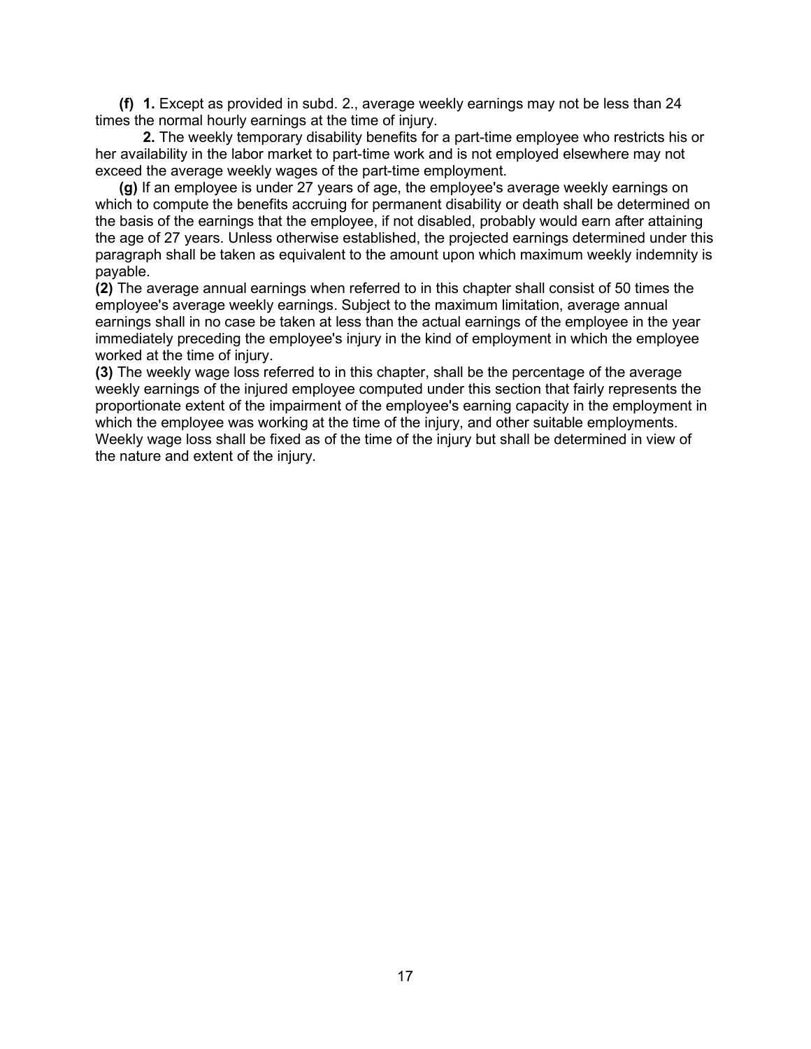**(f) 1.** Except as provided in subd. 2., average weekly earnings may not be less than 24 times the normal hourly earnings at the time of injury.

**2.** The weekly temporary disability benefits for a part-time employee who restricts his or her availability in the labor market to part-time work and is not employed elsewhere may not exceed the average weekly wages of the part-time employment.

**(g)** If an employee is under 27 years of age, the employee's average weekly earnings on which to compute the benefits accruing for permanent disability or death shall be determined on the basis of the earnings that the employee, if not disabled, probably would earn after attaining the age of 27 years. Unless otherwise established, the projected earnings determined under this paragraph shall be taken as equivalent to the amount upon which maximum weekly indemnity is payable.

**(2)** The average annual earnings when referred to in this chapter shall consist of 50 times the employee's average weekly earnings. Subject to the maximum limitation, average annual earnings shall in no case be taken at less than the actual earnings of the employee in the year immediately preceding the employee's injury in the kind of employment in which the employee worked at the time of injury.

**(3)** The weekly wage loss referred to in this chapter, shall be the percentage of the average weekly earnings of the injured employee computed under this section that fairly represents the proportionate extent of the impairment of the employee's earning capacity in the employment in which the employee was working at the time of the injury, and other suitable employments. Weekly wage loss shall be fixed as of the time of the injury but shall be determined in view of the nature and extent of the injury.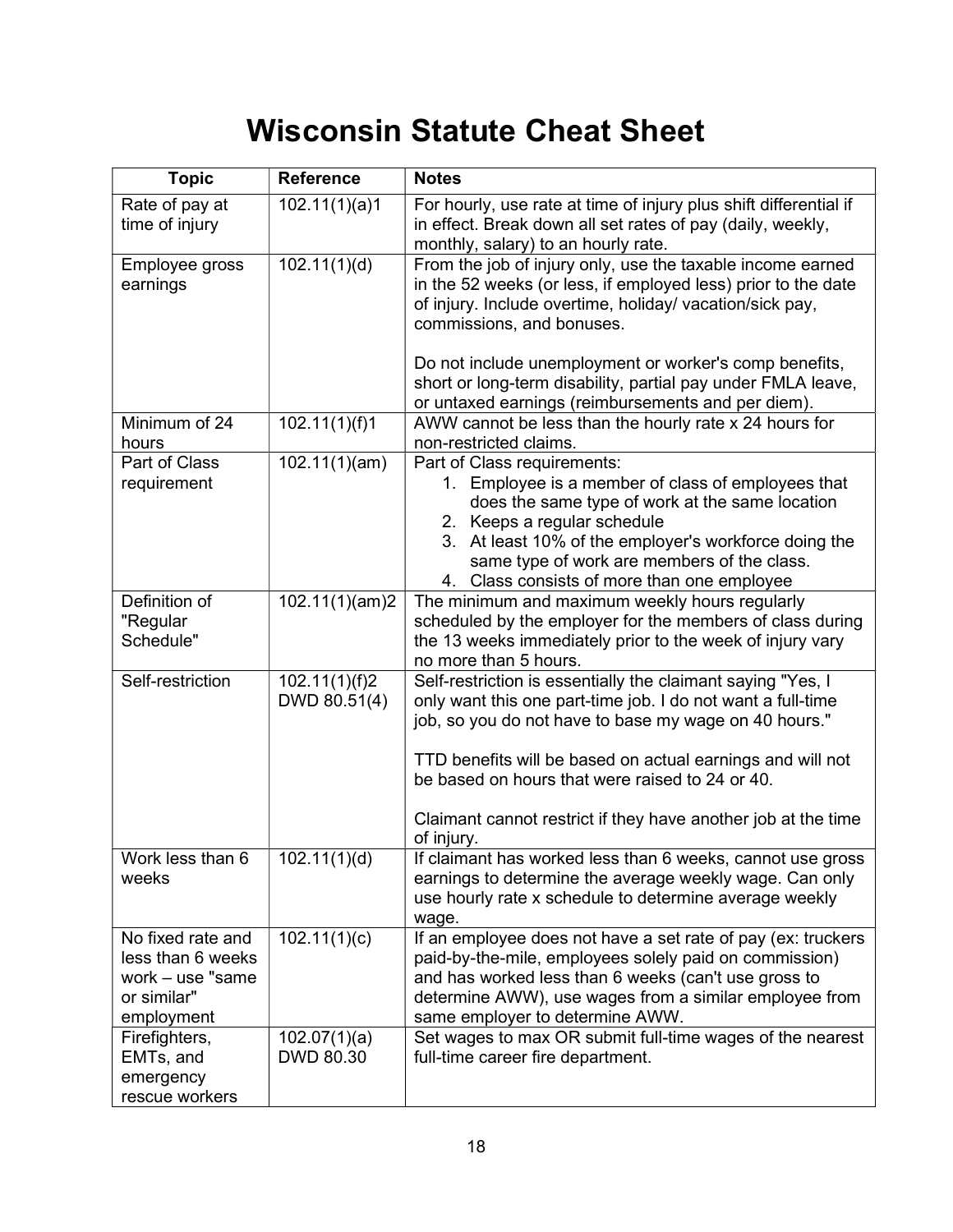# Wisconsin Statute Cheat Sheet

| Topic | Reference | Notes |
|---|---|---|
| Rate of pay at time of injury | 102.11(1)(a)1 | For hourly, use rate at time of injury plus shift differential if in effect. Break down all set rates of pay (daily, weekly, monthly, salary) to an hourly rate. |
| Employee gross earnings | 102.11(1)(d) | From the job of injury only, use the taxable income earned in the 52 weeks (or less, if employed less) prior to the date of injury. Include overtime, holiday/ vacation/sick pay, commissions, and bonuses.<br><br>Do not include unemployment or worker's comp benefits, short or long-term disability, partial pay under FMLA leave, or untaxed earnings (reimbursements and per diem). |
| Minimum of 24 hours | 102.11(1)(f)1 | AWW cannot be less than the hourly rate x 24 hours for non-restricted claims. |
| Part of Class requirement | 102.11(1)(am) | Part of Class requirements:<br>1. Employee is a member of class of employees that does the same type of work at the same location<br>2. Keeps a regular schedule<br>3. At least 10% of the employer's workforce doing the same type of work are members of the class.<br>4. Class consists of more than one employee |
| Definition of "Regular Schedule" | 102.11(1)(am)2 | The minimum and maximum weekly hours regularly scheduled by the employer for the members of class during the 13 weeks immediately prior to the week of injury vary no more than 5 hours. |
| Self-restriction | 102.11(1)(f)2<br>DWD 80.51(4) | Self-restriction is essentially the claimant saying "Yes, I only want this one part-time job. I do not want a full-time job, so you do not have to base my wage on 40 hours."<br><br>TTD benefits will be based on actual earnings and will not be based on hours that were raised to 24 or 40.<br><br>Claimant cannot restrict if they have another job at the time of injury. |
| Work less than 6 weeks | 102.11(1)(d) | If claimant has worked less than 6 weeks, cannot use gross earnings to determine the average weekly wage. Can only use hourly rate x schedule to determine average weekly wage. |
| No fixed rate and less than 6 weeks work – use "same or similar" employment | 102.11(1)(c) | If an employee does not have a set rate of pay (ex: truckers paid-by-the-mile, employees solely paid on commission) and has worked less than 6 weeks (can't use gross to determine AWW), use wages from a similar employee from same employer to determine AWW. |
| Firefighters, EMTs, and emergency rescue workers | 102.07(1)(a)<br>DWD 80.30 | Set wages to max OR submit full-time wages of the nearest full-time career fire department. |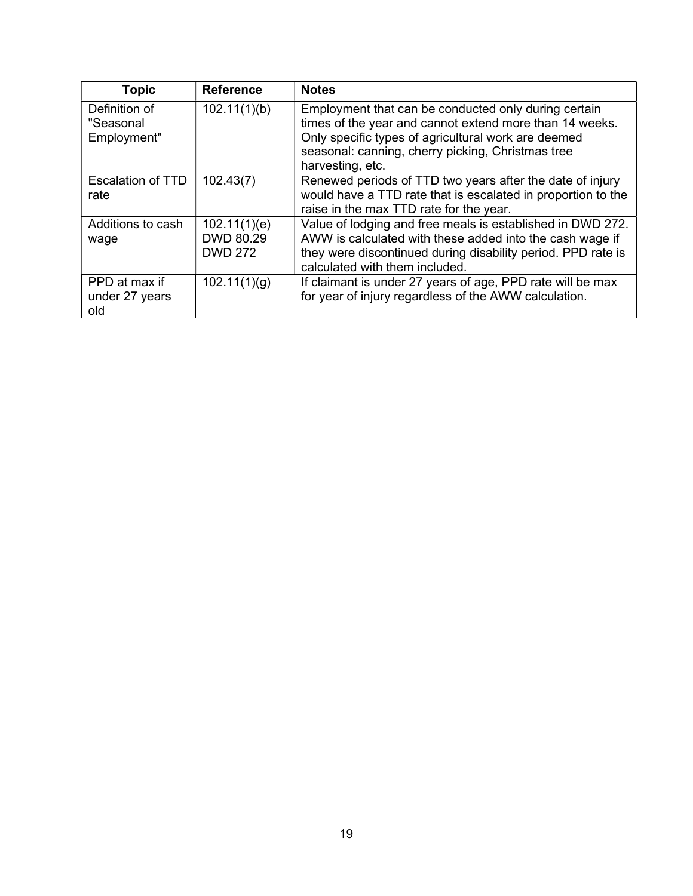| Topic | Reference | Notes |
|---|---|---|
| Definition of "Seasonal Employment" | 102.11(1)(b) | Employment that can be conducted only during certain times of the year and cannot extend more than 14 weeks. Only specific types of agricultural work are deemed seasonal: canning, cherry picking, Christmas tree harvesting, etc. |
| Escalation of TTD rate | 102.43(7) | Renewed periods of TTD two years after the date of injury would have a TTD rate that is escalated in proportion to the raise in the max TTD rate for the year. |
| Additions to cash wage | 102.11(1)(e) DWD 80.29 DWD 272 | Value of lodging and free meals is established in DWD 272. AWW is calculated with these added into the cash wage if they were discontinued during disability period. PPD rate is calculated with them included. |
| PPD at max if under 27 years old | 102.11(1)(g) | If claimant is under 27 years of age, PPD rate will be max for year of injury regardless of the AWW calculation. |